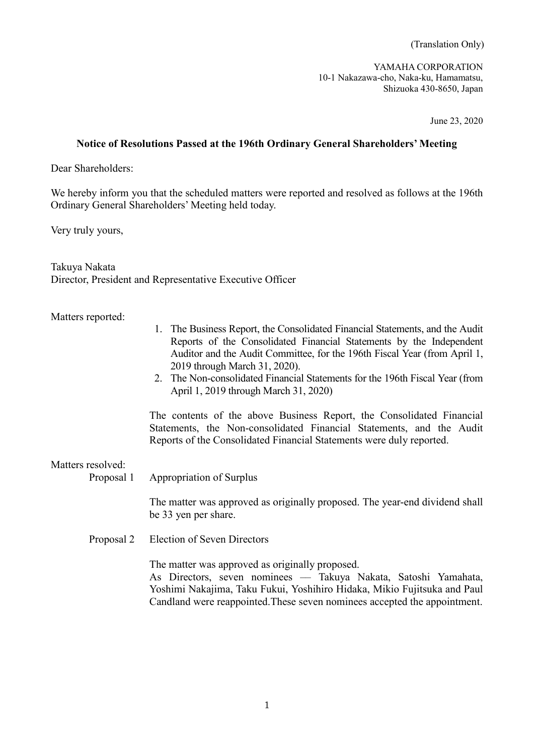(Translation Only)

YAMAHA CORPORATION
10-1 Nakazawa-cho, Naka-ku, Hamamatsu,
Shizuoka 430-8650, Japan

June 23, 2020

## Notice of Resolutions Passed at the 196th Ordinary General Shareholders' Meeting

Dear Shareholders:

We hereby inform you that the scheduled matters were reported and resolved as follows at the 196th Ordinary General Shareholders' Meeting held today.

Very truly yours,

Takuya Nakata
Director, President and Representative Executive Officer

Matters reported:

1. The Business Report, the Consolidated Financial Statements, and the Audit Reports of the Consolidated Financial Statements by the Independent Auditor and the Audit Committee, for the 196th Fiscal Year (from April 1, 2019 through March 31, 2020).
2. The Non-consolidated Financial Statements for the 196th Fiscal Year (from April 1, 2019 through March 31, 2020)

The contents of the above Business Report, the Consolidated Financial Statements, the Non-consolidated Financial Statements, and the Audit Reports of the Consolidated Financial Statements were duly reported.

Matters resolved:

Proposal 1 Appropriation of Surplus

The matter was approved as originally proposed. The year-end dividend shall be 33 yen per share.

Proposal 2 Election of Seven Directors

The matter was approved as originally proposed.
As Directors, seven nominees — Takuya Nakata, Satoshi Yamahata, Yoshimi Nakajima, Taku Fukui, Yoshihiro Hidaka, Mikio Fujitsuka and Paul Candland were reappointed.These seven nominees accepted the appointment.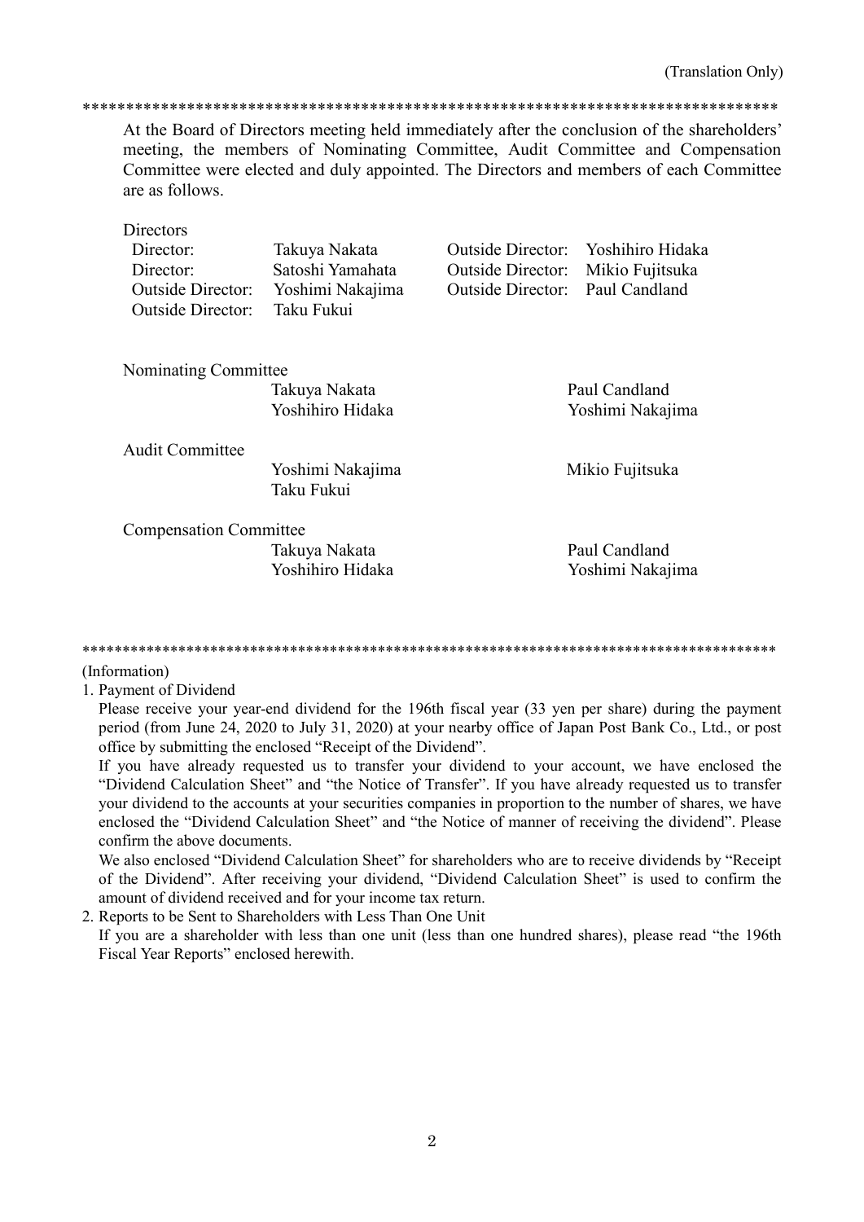(Translation Only)

********************************************************************************

At the Board of Directors meeting held immediately after the conclusion of the shareholders' meeting, the members of Nominating Committee, Audit Committee and Compensation Committee were elected and duly appointed. The Directors and members of each Committee are as follows.

Directors

| | | | |
|---|---|---|---|
| Director: | Takuya Nakata | Outside Director: | Yoshihiro Hidaka |
| Director: | Satoshi Yamahata | Outside Director: | Mikio Fujitsuka |
| Outside Director: | Yoshimi Nakajima | Outside Director: | Paul Candland |
| Outside Director: | Taku Fukui | | |

Nominating Committee

| | |
|---|---|
| Takuya Nakata | Paul Candland |
| Yoshihiro Hidaka | Yoshimi Nakajima |

Audit Committee

| | |
|---|---|
| Yoshimi Nakajima | Mikio Fujitsuka |
| Taku Fukui | |

Compensation Committee

| | |
|---|---|
| Takuya Nakata | Paul Candland |
| Yoshihiro Hidaka | Yoshimi Nakajima |

****************************************************************************************

(Information)

1. Payment of Dividend

   Please receive your year-end dividend for the 196th fiscal year (33 yen per share) during the payment period (from June 24, 2020 to July 31, 2020) at your nearby office of Japan Post Bank Co., Ltd., or post office by submitting the enclosed "Receipt of the Dividend".

   If you have already requested us to transfer your dividend to your account, we have enclosed the "Dividend Calculation Sheet" and "the Notice of Transfer". If you have already requested us to transfer your dividend to the accounts at your securities companies in proportion to the number of shares, we have enclosed the "Dividend Calculation Sheet" and "the Notice of manner of receiving the dividend". Please confirm the above documents.

   We also enclosed "Dividend Calculation Sheet" for shareholders who are to receive dividends by "Receipt of the Dividend". After receiving your dividend, "Dividend Calculation Sheet" is used to confirm the amount of dividend received and for your income tax return.

2. Reports to be Sent to Shareholders with Less Than One Unit

   If you are a shareholder with less than one unit (less than one hundred shares), please read "the 196th Fiscal Year Reports" enclosed herewith.